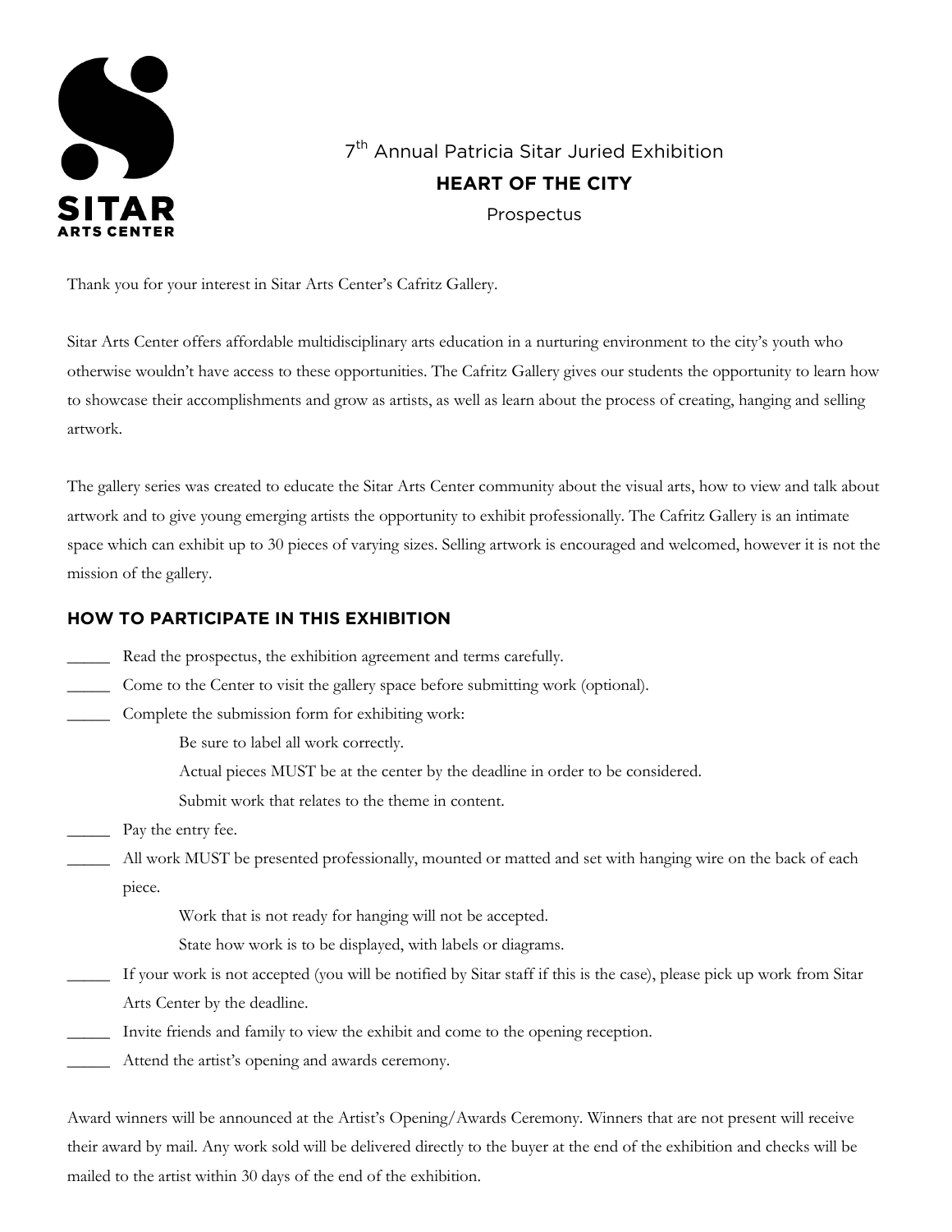SITAR ARTS CENTER

7th Annual Patricia Sitar Juried Exhibition

# HEART OF THE CITY

Prospectus

Thank you for your interest in Sitar Arts Center's Cafritz Gallery.

Sitar Arts Center offers affordable multidisciplinary arts education in a nurturing environment to the city's youth who otherwise wouldn't have access to these opportunities. The Cafritz Gallery gives our students the opportunity to learn how to showcase their accomplishments and grow as artists, as well as learn about the process of creating, hanging and selling artwork.

The gallery series was created to educate the Sitar Arts Center community about the visual arts, how to view and talk about artwork and to give young emerging artists the opportunity to exhibit professionally. The Cafritz Gallery is an intimate space which can exhibit up to 30 pieces of varying sizes. Selling artwork is encouraged and welcomed, however it is not the mission of the gallery.

## HOW TO PARTICIPATE IN THIS EXHIBITION

_____ Read the prospectus, the exhibition agreement and terms carefully.

_____ Come to the Center to visit the gallery space before submitting work (optional).

_____ Complete the submission form for exhibiting work:

  Be sure to label all work correctly.

  Actual pieces MUST be at the center by the deadline in order to be considered.

  Submit work that relates to the theme in content.

_____ Pay the entry fee.

_____ All work MUST be presented professionally, mounted or matted and set with hanging wire on the back of each piece.

  Work that is not ready for hanging will not be accepted.

  State how work is to be displayed, with labels or diagrams.

_____ If your work is not accepted (you will be notified by Sitar staff if this is the case), please pick up work from Sitar Arts Center by the deadline.

_____ Invite friends and family to view the exhibit and come to the opening reception.

_____ Attend the artist's opening and awards ceremony.

Award winners will be announced at the Artist's Opening/Awards Ceremony. Winners that are not present will receive their award by mail. Any work sold will be delivered directly to the buyer at the end of the exhibition and checks will be mailed to the artist within 30 days of the end of the exhibition.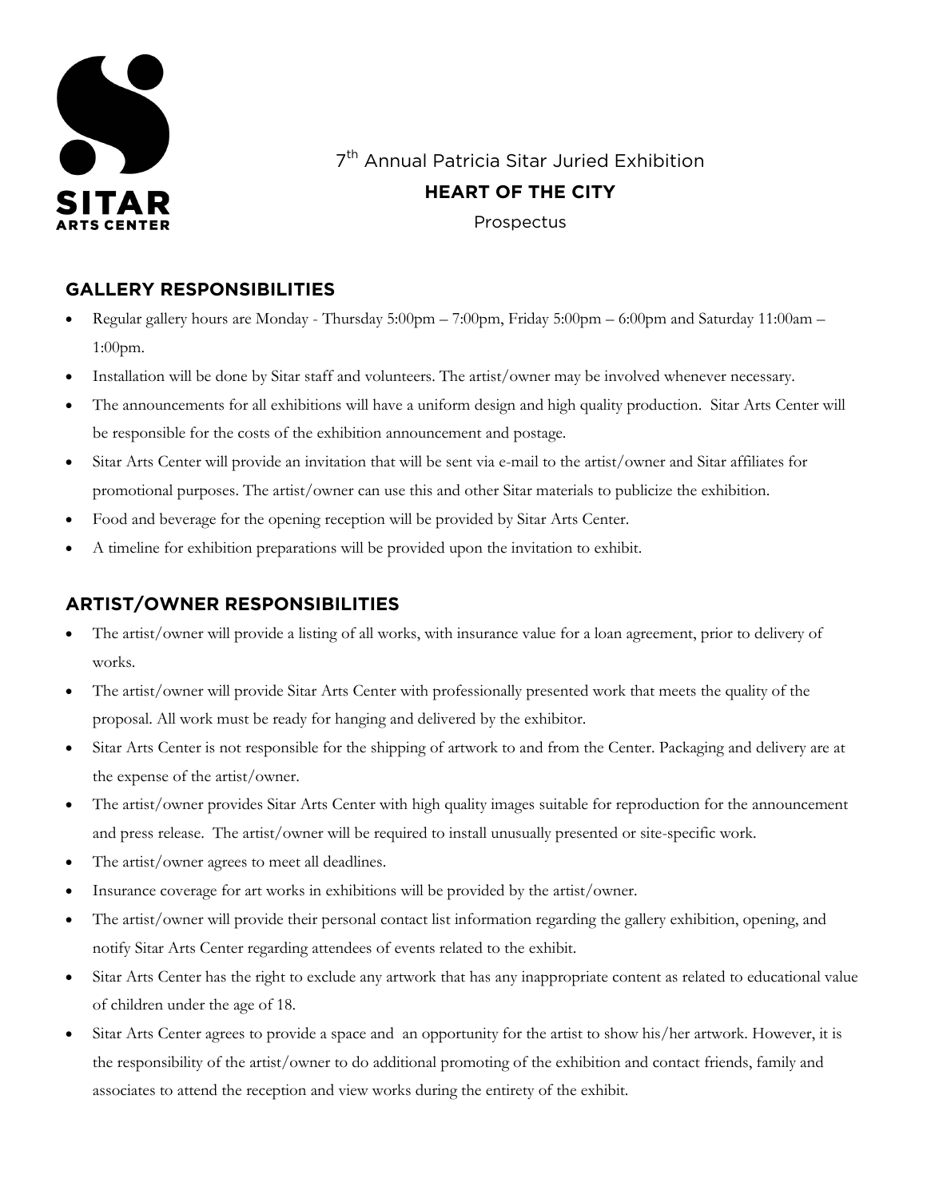7th Annual Patricia Sitar Juried Exhibition

**HEART OF THE CITY**

Prospectus

## GALLERY RESPONSIBILITIES

- Regular gallery hours are Monday - Thursday 5:00pm – 7:00pm, Friday 5:00pm – 6:00pm and Saturday 11:00am – 1:00pm.
- Installation will be done by Sitar staff and volunteers. The artist/owner may be involved whenever necessary.
- The announcements for all exhibitions will have a uniform design and high quality production. Sitar Arts Center will be responsible for the costs of the exhibition announcement and postage.
- Sitar Arts Center will provide an invitation that will be sent via e-mail to the artist/owner and Sitar affiliates for promotional purposes. The artist/owner can use this and other Sitar materials to publicize the exhibition.
- Food and beverage for the opening reception will be provided by Sitar Arts Center.
- A timeline for exhibition preparations will be provided upon the invitation to exhibit.

## ARTIST/OWNER RESPONSIBILITIES

- The artist/owner will provide a listing of all works, with insurance value for a loan agreement, prior to delivery of works.
- The artist/owner will provide Sitar Arts Center with professionally presented work that meets the quality of the proposal. All work must be ready for hanging and delivered by the exhibitor.
- Sitar Arts Center is not responsible for the shipping of artwork to and from the Center. Packaging and delivery are at the expense of the artist/owner.
- The artist/owner provides Sitar Arts Center with high quality images suitable for reproduction for the announcement and press release. The artist/owner will be required to install unusually presented or site-specific work.
- The artist/owner agrees to meet all deadlines.
- Insurance coverage for art works in exhibitions will be provided by the artist/owner.
- The artist/owner will provide their personal contact list information regarding the gallery exhibition, opening, and notify Sitar Arts Center regarding attendees of events related to the exhibit.
- Sitar Arts Center has the right to exclude any artwork that has any inappropriate content as related to educational value of children under the age of 18.
- Sitar Arts Center agrees to provide a space and an opportunity for the artist to show his/her artwork. However, it is the responsibility of the artist/owner to do additional promoting of the exhibition and contact friends, family and associates to attend the reception and view works during the entirety of the exhibit.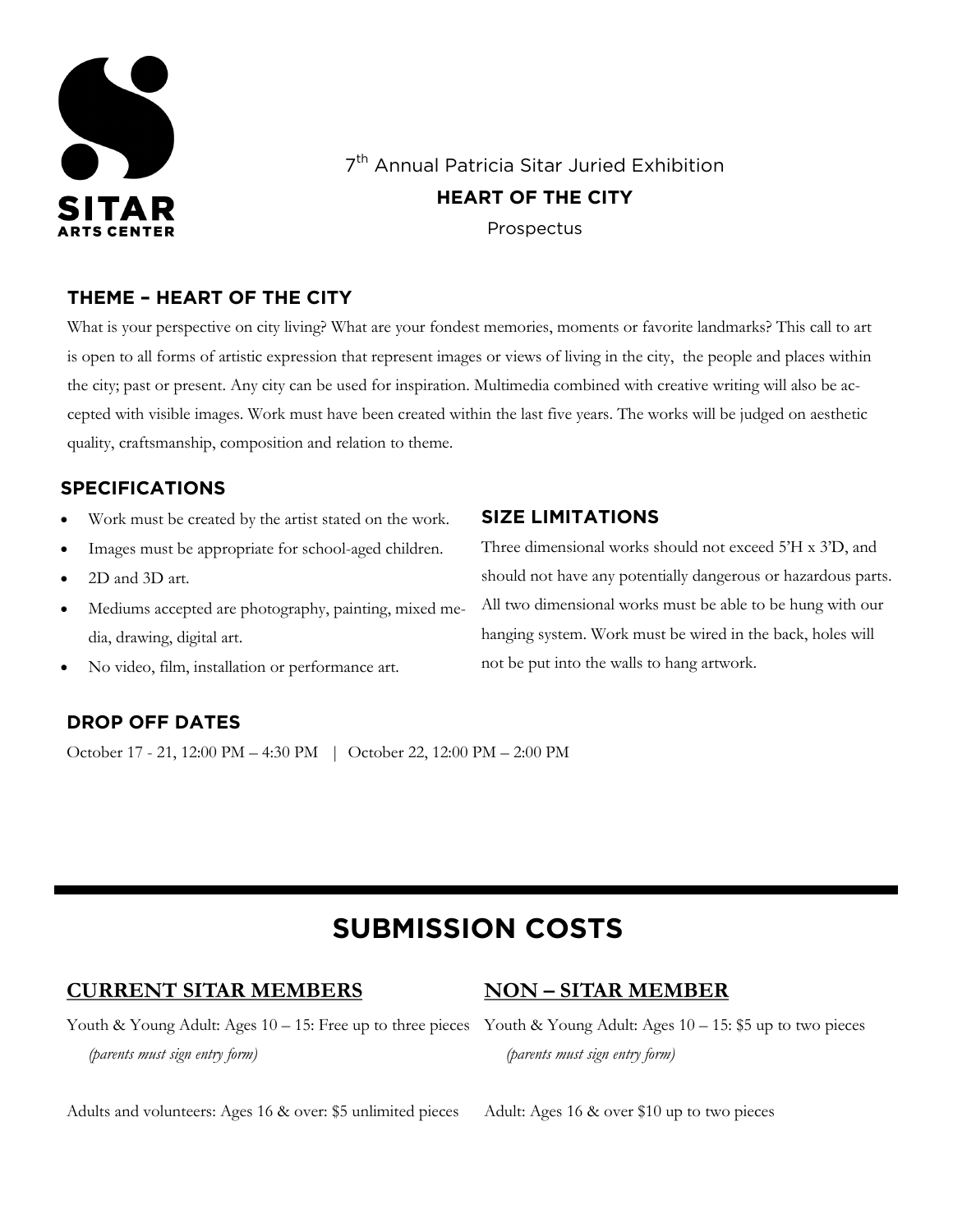SITAR ARTS CENTER

7th Annual Patricia Sitar Juried Exhibition

**HEART OF THE CITY**

Prospectus

## THEME – HEART OF THE CITY

What is your perspective on city living? What are your fondest memories, moments or favorite landmarks? This call to art is open to all forms of artistic expression that represent images or views of living in the city, the people and places within the city; past or present. Any city can be used for inspiration. Multimedia combined with creative writing will also be accepted with visible images. Work must have been created within the last five years. The works will be judged on aesthetic quality, craftsmanship, composition and relation to theme.

## SPECIFICATIONS

- Work must be created by the artist stated on the work.
- Images must be appropriate for school-aged children.
- 2D and 3D art.
- Mediums accepted are photography, painting, mixed media, drawing, digital art.
- No video, film, installation or performance art.

## SIZE LIMITATIONS

Three dimensional works should not exceed 5'H x 3'D, and should not have any potentially dangerous or hazardous parts. All two dimensional works must be able to be hung with our hanging system. Work must be wired in the back, holes will not be put into the walls to hang artwork.

## DROP OFF DATES

October 17 - 21, 12:00 PM – 4:30 PM | October 22, 12:00 PM – 2:00 PM

---

# SUBMISSION COSTS

## CURRENT SITAR MEMBERS

Youth & Young Adult: Ages 10 – 15: Free up to three pieces
*(parents must sign entry form)*

Adults and volunteers: Ages 16 & over: $5 unlimited pieces

## NON – SITAR MEMBER

Youth & Young Adult: Ages 10 – 15: $5 up to two pieces
*(parents must sign entry form)*

Adult: Ages 16 & over $10 up to two pieces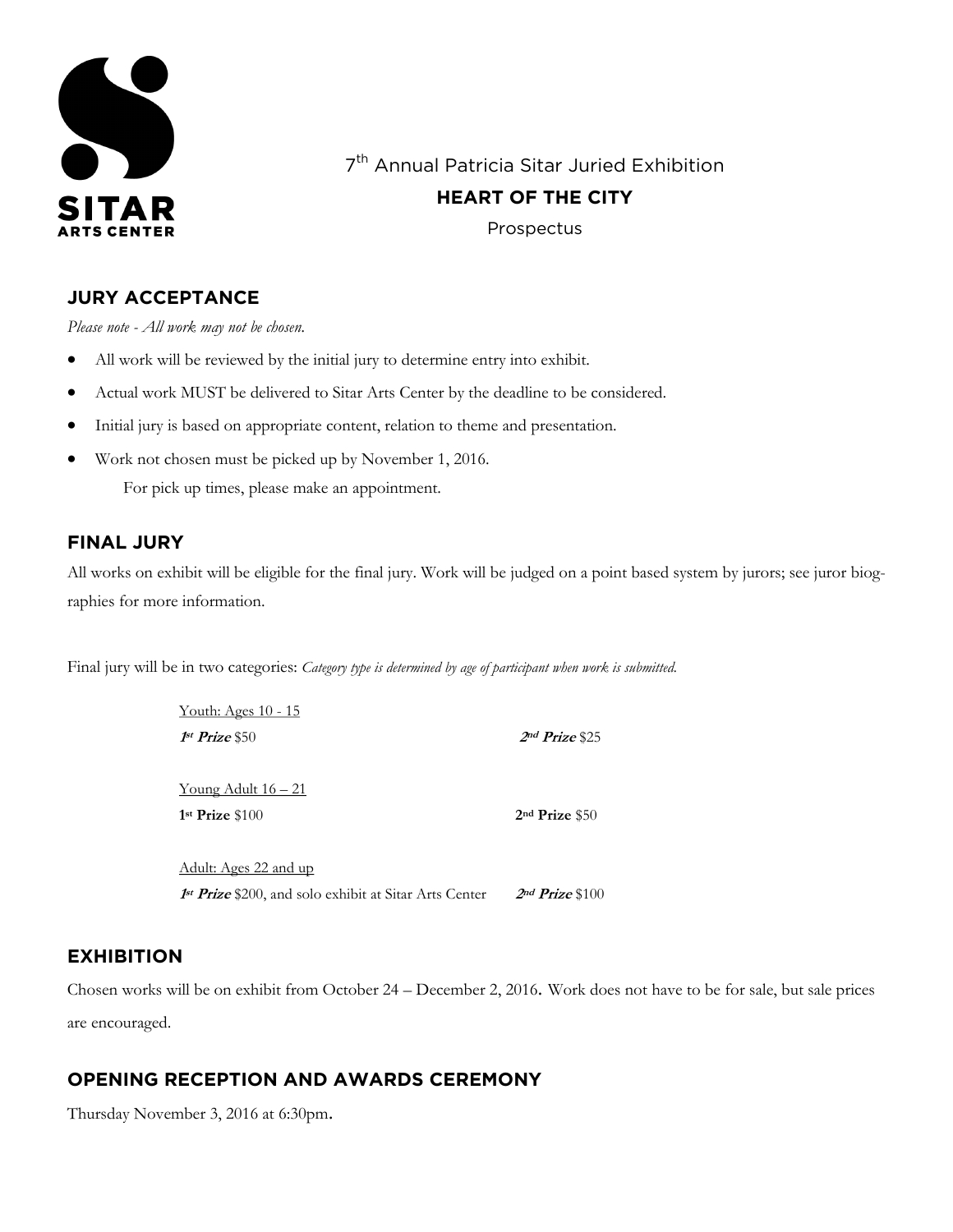**SITAR ARTS CENTER**

7th Annual Patricia Sitar Juried Exhibition

**HEART OF THE CITY**

Prospectus

## JURY ACCEPTANCE

*Please note - All work may not be chosen.*

- All work will be reviewed by the initial jury to determine entry into exhibit.
- Actual work MUST be delivered to Sitar Arts Center by the deadline to be considered.
- Initial jury is based on appropriate content, relation to theme and presentation.
- Work not chosen must be picked up by November 1, 2016.
  For pick up times, please make an appointment.

## FINAL JURY

All works on exhibit will be eligible for the final jury. Work will be judged on a point based system by jurors; see juror biographies for more information.

Final jury will be in two categories: *Category type is determined by age of participant when work is submitted.*

Youth: Ages 10 - 15

***1st Prize*** $50 ***2nd Prize*** $25

Young Adult 16 – 21

**1st Prize** $100 **2nd Prize** $50

Adult: Ages 22 and up

***1st Prize*** $200, and solo exhibit at Sitar Arts Center ***2nd Prize*** $100

## EXHIBITION

Chosen works will be on exhibit from October 24 – December 2, 2016. Work does not have to be for sale, but sale prices are encouraged.

## OPENING RECEPTION AND AWARDS CEREMONY

Thursday November 3, 2016 at 6:30pm.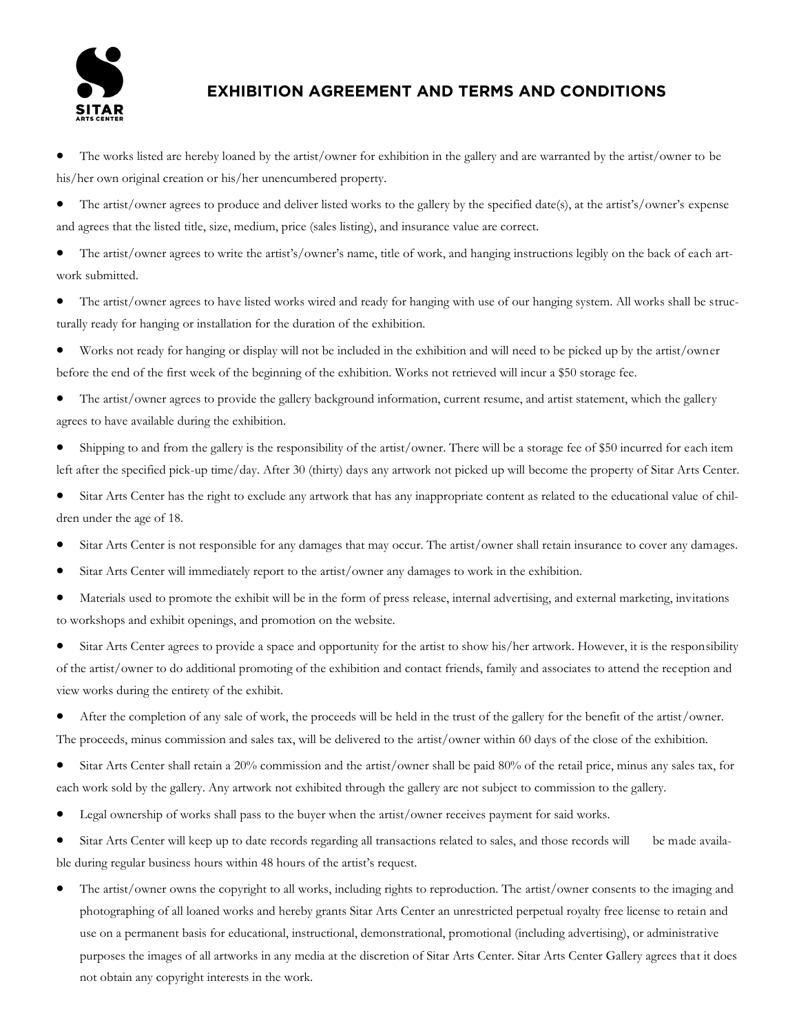# EXHIBITION AGREEMENT AND TERMS AND CONDITIONS

- The works listed are hereby loaned by the artist/owner for exhibition in the gallery and are warranted by the artist/owner to be his/her own original creation or his/her unencumbered property.
- The artist/owner agrees to produce and deliver listed works to the gallery by the specified date(s), at the artist's/owner's expense and agrees that the listed title, size, medium, price (sales listing), and insurance value are correct.
- The artist/owner agrees to write the artist's/owner's name, title of work, and hanging instructions legibly on the back of each artwork submitted.
- The artist/owner agrees to have listed works wired and ready for hanging with use of our hanging system. All works shall be structurally ready for hanging or installation for the duration of the exhibition.
- Works not ready for hanging or display will not be included in the exhibition and will need to be picked up by the artist/owner before the end of the first week of the beginning of the exhibition. Works not retrieved will incur a $50 storage fee.
- The artist/owner agrees to provide the gallery background information, current resume, and artist statement, which the gallery agrees to have available during the exhibition.
- Shipping to and from the gallery is the responsibility of the artist/owner. There will be a storage fee of $50 incurred for each item left after the specified pick-up time/day. After 30 (thirty) days any artwork not picked up will become the property of Sitar Arts Center.
- Sitar Arts Center has the right to exclude any artwork that has any inappropriate content as related to the educational value of children under the age of 18.
- Sitar Arts Center is not responsible for any damages that may occur. The artist/owner shall retain insurance to cover any damages.
- Sitar Arts Center will immediately report to the artist/owner any damages to work in the exhibition.
- Materials used to promote the exhibit will be in the form of press release, internal advertising, and external marketing, invitations to workshops and exhibit openings, and promotion on the website.
- Sitar Arts Center agrees to provide a space and opportunity for the artist to show his/her artwork. However, it is the responsibility of the artist/owner to do additional promoting of the exhibition and contact friends, family and associates to attend the reception and view works during the entirety of the exhibit.
- After the completion of any sale of work, the proceeds will be held in the trust of the gallery for the benefit of the artist/owner. The proceeds, minus commission and sales tax, will be delivered to the artist/owner within 60 days of the close of the exhibition.
- Sitar Arts Center shall retain a 20% commission and the artist/owner shall be paid 80% of the retail price, minus any sales tax, for each work sold by the gallery. Any artwork not exhibited through the gallery are not subject to commission to the gallery.
- Legal ownership of works shall pass to the buyer when the artist/owner receives payment for said works.
- Sitar Arts Center will keep up to date records regarding all transactions related to sales, and those records will be made available during regular business hours within 48 hours of the artist's request.
- The artist/owner owns the copyright to all works, including rights to reproduction. The artist/owner consents to the imaging and photographing of all loaned works and hereby grants Sitar Arts Center an unrestricted perpetual royalty free license to retain and use on a permanent basis for educational, instructional, demonstrational, promotional (including advertising), or administrative purposes the images of all artworks in any media at the discretion of Sitar Arts Center. Sitar Arts Center Gallery agrees that it does not obtain any copyright interests in the work.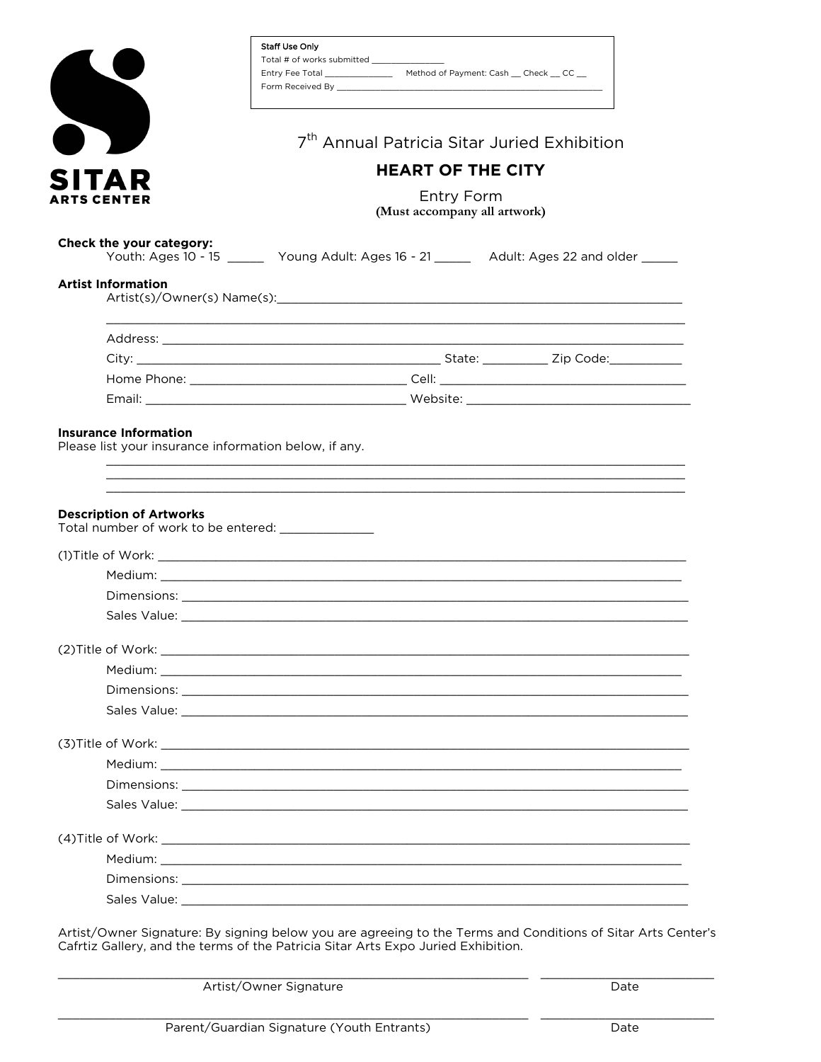SITAR
ARTS CENTER

**Staff Use Only**
Total # of works submitted _______________
Entry Fee Total ______________ Method of Payment: Cash __ Check __ CC __
Form Received By ______________________________________________________

# 7th Annual Patricia Sitar Juried Exhibition

## HEART OF THE CITY

Entry Form
**(Must accompany all artwork)**

**Check the your category:**
Youth: Ages 10 - 15 _____ Young Adult: Ages 16 - 21 _____ Adult: Ages 22 and older _____

**Artist Information**
Artist(s)/Owner(s) Name(s):___________________________________________________________
______________________________________________________________________________
Address: ______________________________________________________________________
City: ____________________________________________ State: _________ Zip Code:__________
Home Phone: ______________________________ Cell: ___________________________________
Email: ___________________________________ Website: _________________________________

**Insurance Information**
Please list your insurance information below, if any.
______________________________________________________________________________
______________________________________________________________________________
______________________________________________________________________________

**Description of Artworks**
Total number of work to be entered: _____________

(1)Title of Work: _______________________________________________________________
Medium: ______________________________________________________________________
Dimensions: ___________________________________________________________________
Sales Value: ___________________________________________________________________

(2)Title of Work: _______________________________________________________________
Medium: ______________________________________________________________________
Dimensions: ___________________________________________________________________
Sales Value: ___________________________________________________________________

(3)Title of Work: _______________________________________________________________
Medium: ______________________________________________________________________
Dimensions: ___________________________________________________________________
Sales Value: ___________________________________________________________________

(4)Title of Work: _______________________________________________________________
Medium: ______________________________________________________________________
Dimensions: ___________________________________________________________________
Sales Value: ___________________________________________________________________

Artist/Owner Signature: By signing below you are agreeing to the Terms and Conditions of Sitar Arts Center's Cafrtiz Gallery, and the terms of the Patricia Sitar Arts Expo Juried Exhibition.

_____________________________________________________________ ______________________
Artist/Owner Signature Date

_____________________________________________________________ ______________________
Parent/Guardian Signature (Youth Entrants) Date